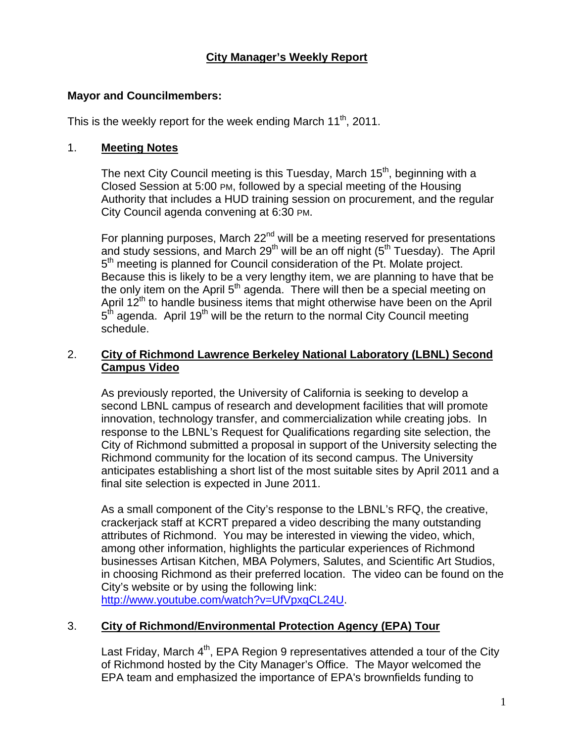# City Manager's Weekly Report

**Mayor and Councilmembers:**

This is the weekly report for the week ending March 11th, 2011.

## 1. Meeting Notes

The next City Council meeting is this Tuesday, March 15th, beginning with a Closed Session at 5:00 PM, followed by a special meeting of the Housing Authority that includes a HUD training session on procurement, and the regular City Council agenda convening at 6:30 PM.

For planning purposes, March 22nd will be a meeting reserved for presentations and study sessions, and March 29th will be an off night (5th Tuesday). The April 5th meeting is planned for Council consideration of the Pt. Molate project. Because this is likely to be a very lengthy item, we are planning to have that be the only item on the April 5th agenda. There will then be a special meeting on April 12th to handle business items that might otherwise have been on the April 5th agenda. April 19th will be the return to the normal City Council meeting schedule.

## 2. City of Richmond Lawrence Berkeley National Laboratory (LBNL) Second Campus Video

As previously reported, the University of California is seeking to develop a second LBNL campus of research and development facilities that will promote innovation, technology transfer, and commercialization while creating jobs. In response to the LBNL's Request for Qualifications regarding site selection, the City of Richmond submitted a proposal in support of the University selecting the Richmond community for the location of its second campus. The University anticipates establishing a short list of the most suitable sites by April 2011 and a final site selection is expected in June 2011.

As a small component of the City's response to the LBNL's RFQ, the creative, crackerjack staff at KCRT prepared a video describing the many outstanding attributes of Richmond. You may be interested in viewing the video, which, among other information, highlights the particular experiences of Richmond businesses Artisan Kitchen, MBA Polymers, Salutes, and Scientific Art Studios, in choosing Richmond as their preferred location. The video can be found on the City's website or by using the following link: [http://www.youtube.com/watch?v=UfVpxqCL24U](http://www.youtube.com/watch?v=UfVpxqCL24U).

## 3. City of Richmond/Environmental Protection Agency (EPA) Tour

Last Friday, March 4th, EPA Region 9 representatives attended a tour of the City of Richmond hosted by the City Manager's Office. The Mayor welcomed the EPA team and emphasized the importance of EPA's brownfields funding to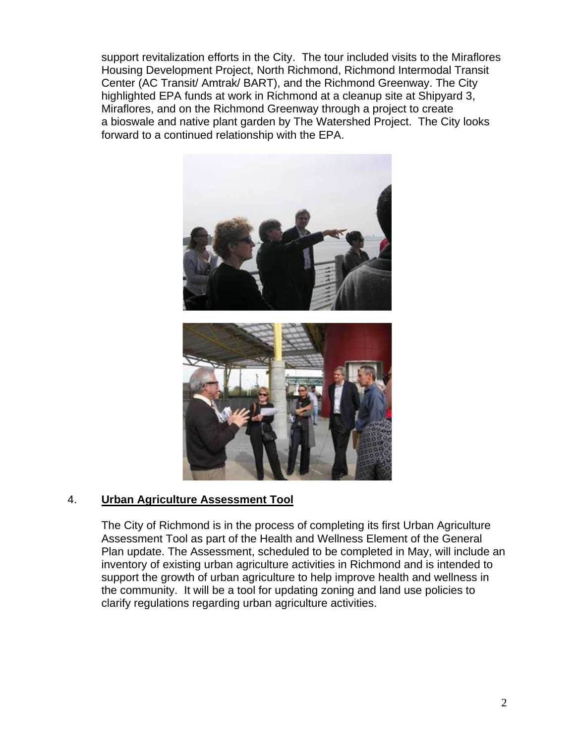support revitalization efforts in the City. The tour included visits to the Miraflores Housing Development Project, North Richmond, Richmond Intermodal Transit Center (AC Transit/ Amtrak/ BART), and the Richmond Greenway. The City highlighted EPA funds at work in Richmond at a cleanup site at Shipyard 3, Miraflores, and on the Richmond Greenway through a project to create a bioswale and native plant garden by The Watershed Project. The City looks forward to a continued relationship with the EPA.

4. **Urban Agriculture Assessment Tool**

The City of Richmond is in the process of completing its first Urban Agriculture Assessment Tool as part of the Health and Wellness Element of the General Plan update. The Assessment, scheduled to be completed in May, will include an inventory of existing urban agriculture activities in Richmond and is intended to support the growth of urban agriculture to help improve health and wellness in the community. It will be a tool for updating zoning and land use policies to clarify regulations regarding urban agriculture activities.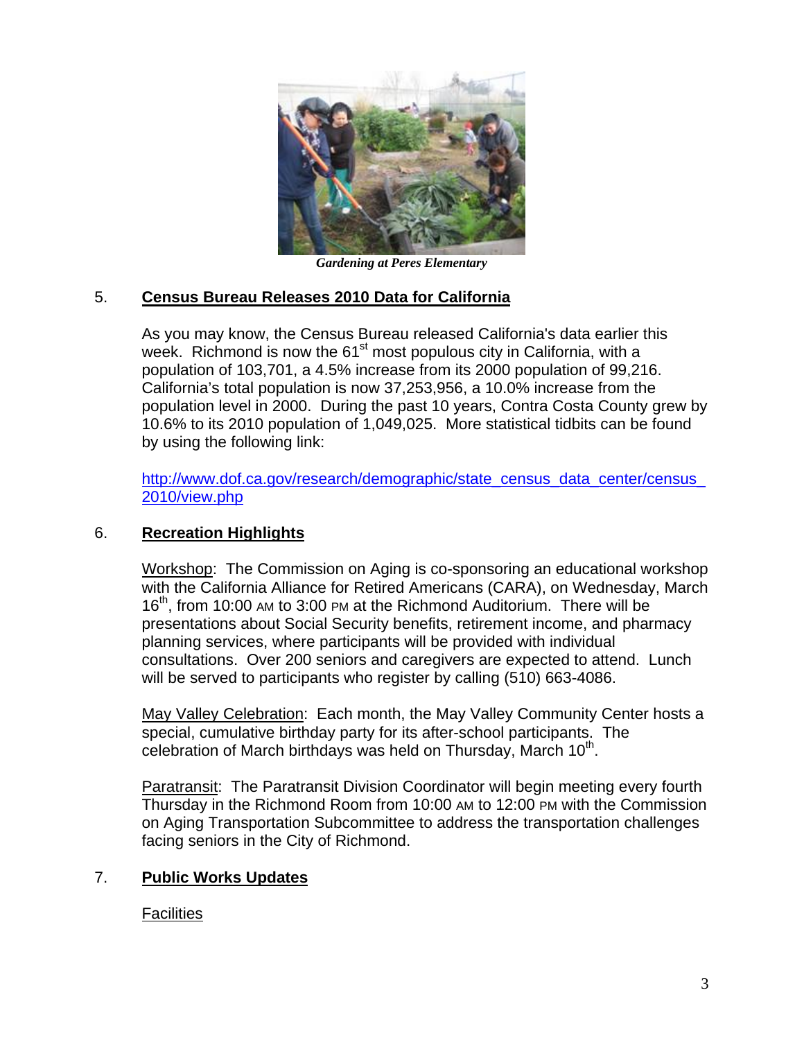*Gardening at Peres Elementary*

## 5. Census Bureau Releases 2010 Data for California

As you may know, the Census Bureau released California's data earlier this week. Richmond is now the 61st most populous city in California, with a population of 103,701, a 4.5% increase from its 2000 population of 99,216. California's total population is now 37,253,956, a 10.0% increase from the population level in 2000. During the past 10 years, Contra Costa County grew by 10.6% to its 2010 population of 1,049,025. More statistical tidbits can be found by using the following link:

http://www.dof.ca.gov/research/demographic/state_census_data_center/census_2010/view.php

## 6. Recreation Highlights

Workshop: The Commission on Aging is co-sponsoring an educational workshop with the California Alliance for Retired Americans (CARA), on Wednesday, March 16th, from 10:00 AM to 3:00 PM at the Richmond Auditorium. There will be presentations about Social Security benefits, retirement income, and pharmacy planning services, where participants will be provided with individual consultations. Over 200 seniors and caregivers are expected to attend. Lunch will be served to participants who register by calling (510) 663-4086.

May Valley Celebration: Each month, the May Valley Community Center hosts a special, cumulative birthday party for its after-school participants. The celebration of March birthdays was held on Thursday, March 10th.

Paratransit: The Paratransit Division Coordinator will begin meeting every fourth Thursday in the Richmond Room from 10:00 AM to 12:00 PM with the Commission on Aging Transportation Subcommittee to address the transportation challenges facing seniors in the City of Richmond.

## 7. Public Works Updates

Facilities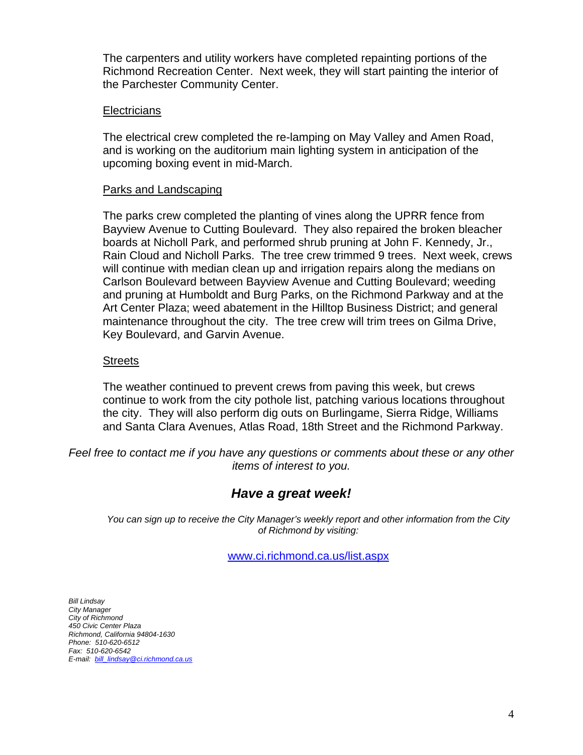The carpenters and utility workers have completed repainting portions of the Richmond Recreation Center. Next week, they will start painting the interior of the Parchester Community Center.

### Electricians

The electrical crew completed the re-lamping on May Valley and Amen Road, and is working on the auditorium main lighting system in anticipation of the upcoming boxing event in mid-March.

### Parks and Landscaping

The parks crew completed the planting of vines along the UPRR fence from Bayview Avenue to Cutting Boulevard. They also repaired the broken bleacher boards at Nicholl Park, and performed shrub pruning at John F. Kennedy, Jr., Rain Cloud and Nicholl Parks. The tree crew trimmed 9 trees. Next week, crews will continue with median clean up and irrigation repairs along the medians on Carlson Boulevard between Bayview Avenue and Cutting Boulevard; weeding and pruning at Humboldt and Burg Parks, on the Richmond Parkway and at the Art Center Plaza; weed abatement in the Hilltop Business District; and general maintenance throughout the city. The tree crew will trim trees on Gilma Drive, Key Boulevard, and Garvin Avenue.

### Streets

The weather continued to prevent crews from paving this week, but crews continue to work from the city pothole list, patching various locations throughout the city. They will also perform dig outs on Burlingame, Sierra Ridge, Williams and Santa Clara Avenues, Atlas Road, 18th Street and the Richmond Parkway.

*Feel free to contact me if you have any questions or comments about these or any other items of interest to you.*

## ***Have a great week!***

*You can sign up to receive the City Manager's weekly report and other information from the City of Richmond by visiting:*

www.ci.richmond.ca.us/list.aspx

*Bill Lindsay*
*City Manager*
*City of Richmond*
*450 Civic Center Plaza*
*Richmond, California 94804-1630*
*Phone: 510-620-6512*
*Fax: 510-620-6542*
*E-mail: bill_lindsay@ci.richmond.ca.us*